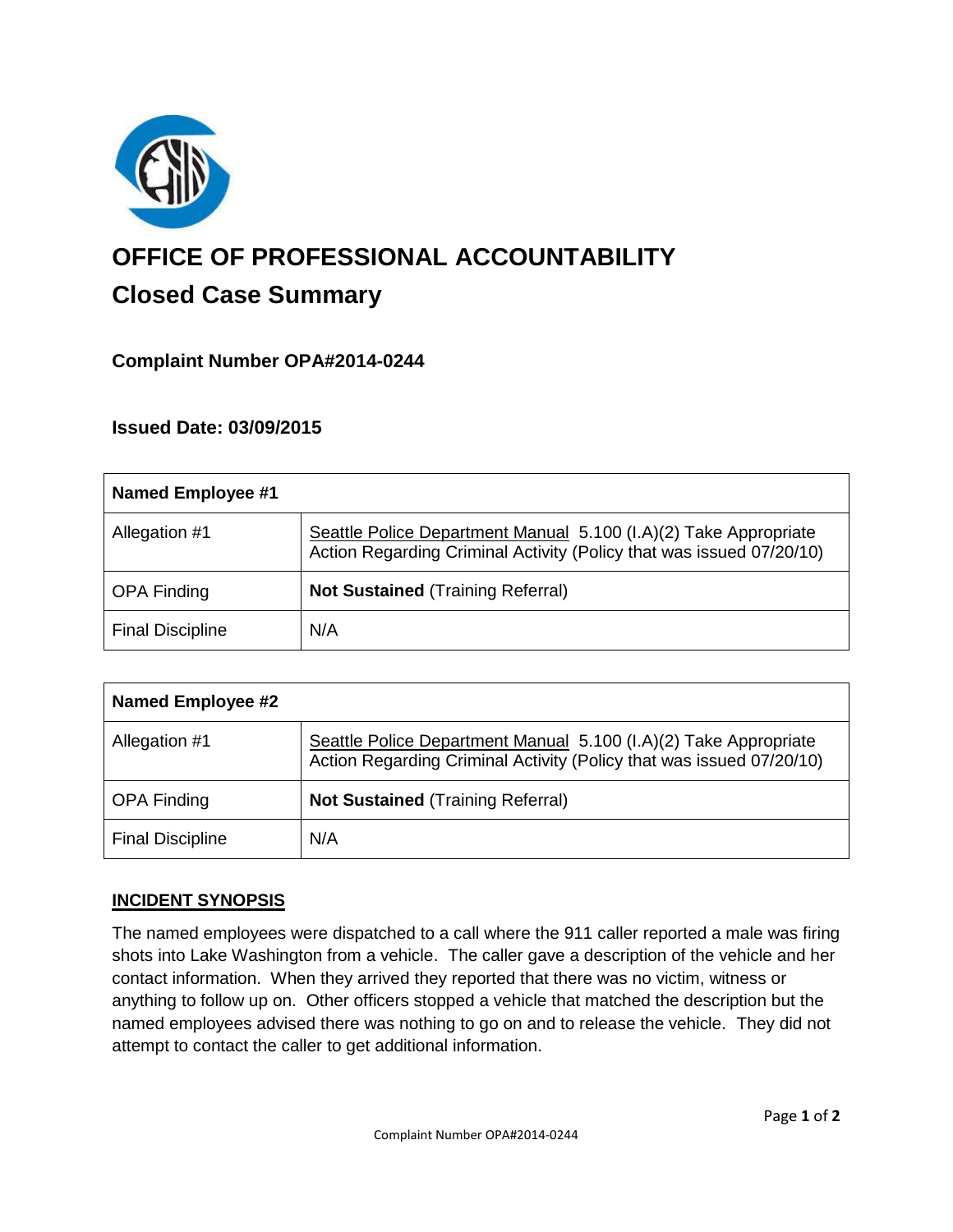# OFFICE OF PROFESSIONAL ACCOUNTABILITY

## Closed Case Summary

### Complaint Number OPA#2014-0244

### Issued Date: 03/09/2015

| Named Employee #1 | |
|---|---|
| Allegation #1 | Seattle Police Department Manual 5.100 (I.A)(2) Take Appropriate Action Regarding Criminal Activity (Policy that was issued 07/20/10) |
| OPA Finding | **Not Sustained** (Training Referral) |
| Final Discipline | N/A |

| Named Employee #2 | |
|---|---|
| Allegation #1 | Seattle Police Department Manual 5.100 (I.A)(2) Take Appropriate Action Regarding Criminal Activity (Policy that was issued 07/20/10) |
| OPA Finding | **Not Sustained** (Training Referral) |
| Final Discipline | N/A |

## INCIDENT SYNOPSIS

The named employees were dispatched to a call where the 911 caller reported a male was firing shots into Lake Washington from a vehicle. The caller gave a description of the vehicle and her contact information. When they arrived they reported that there was no victim, witness or anything to follow up on. Other officers stopped a vehicle that matched the description but the named employees advised there was nothing to go on and to release the vehicle. They did not attempt to contact the caller to get additional information.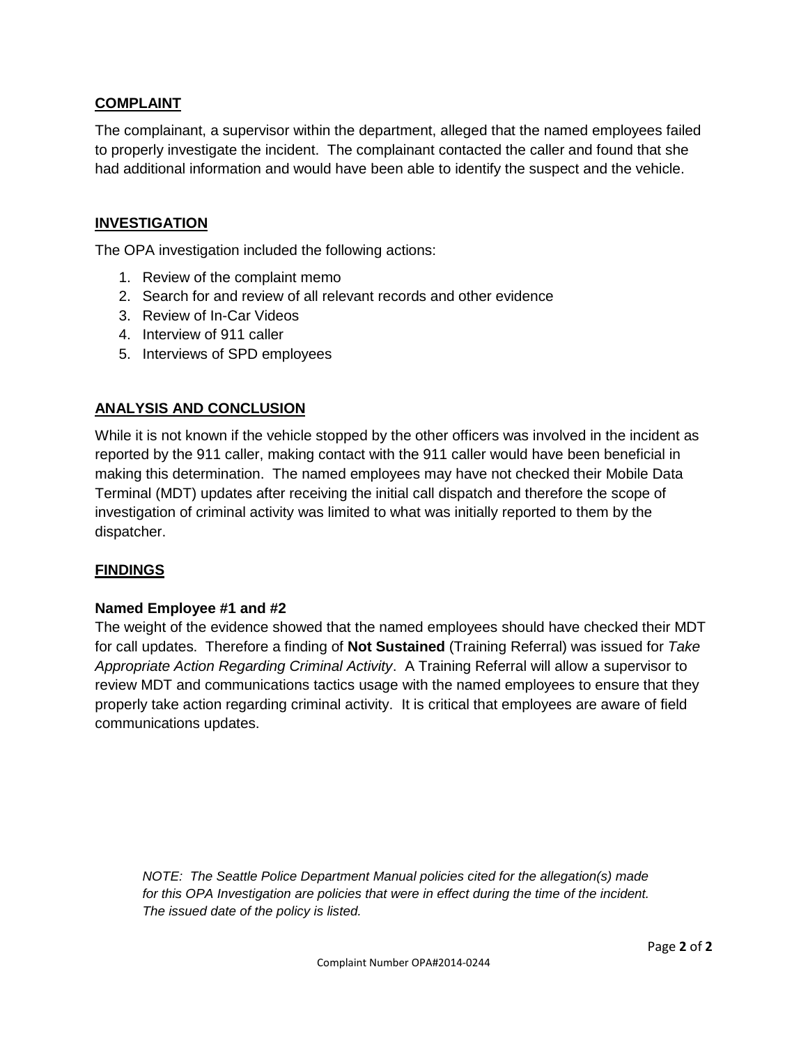## COMPLAINT

The complainant, a supervisor within the department, alleged that the named employees failed to properly investigate the incident. The complainant contacted the caller and found that she had additional information and would have been able to identify the suspect and the vehicle.

## INVESTIGATION

The OPA investigation included the following actions:

1. Review of the complaint memo
2. Search for and review of all relevant records and other evidence
3. Review of In-Car Videos
4. Interview of 911 caller
5. Interviews of SPD employees

## ANALYSIS AND CONCLUSION

While it is not known if the vehicle stopped by the other officers was involved in the incident as reported by the 911 caller, making contact with the 911 caller would have been beneficial in making this determination. The named employees may have not checked their Mobile Data Terminal (MDT) updates after receiving the initial call dispatch and therefore the scope of investigation of criminal activity was limited to what was initially reported to them by the dispatcher.

## FINDINGS

**Named Employee #1 and #2**

The weight of the evidence showed that the named employees should have checked their MDT for call updates. Therefore a finding of **Not Sustained** (Training Referral) was issued for *Take Appropriate Action Regarding Criminal Activity*. A Training Referral will allow a supervisor to review MDT and communications tactics usage with the named employees to ensure that they properly take action regarding criminal activity. It is critical that employees are aware of field communications updates.

*NOTE: The Seattle Police Department Manual policies cited for the allegation(s) made for this OPA Investigation are policies that were in effect during the time of the incident. The issued date of the policy is listed.*